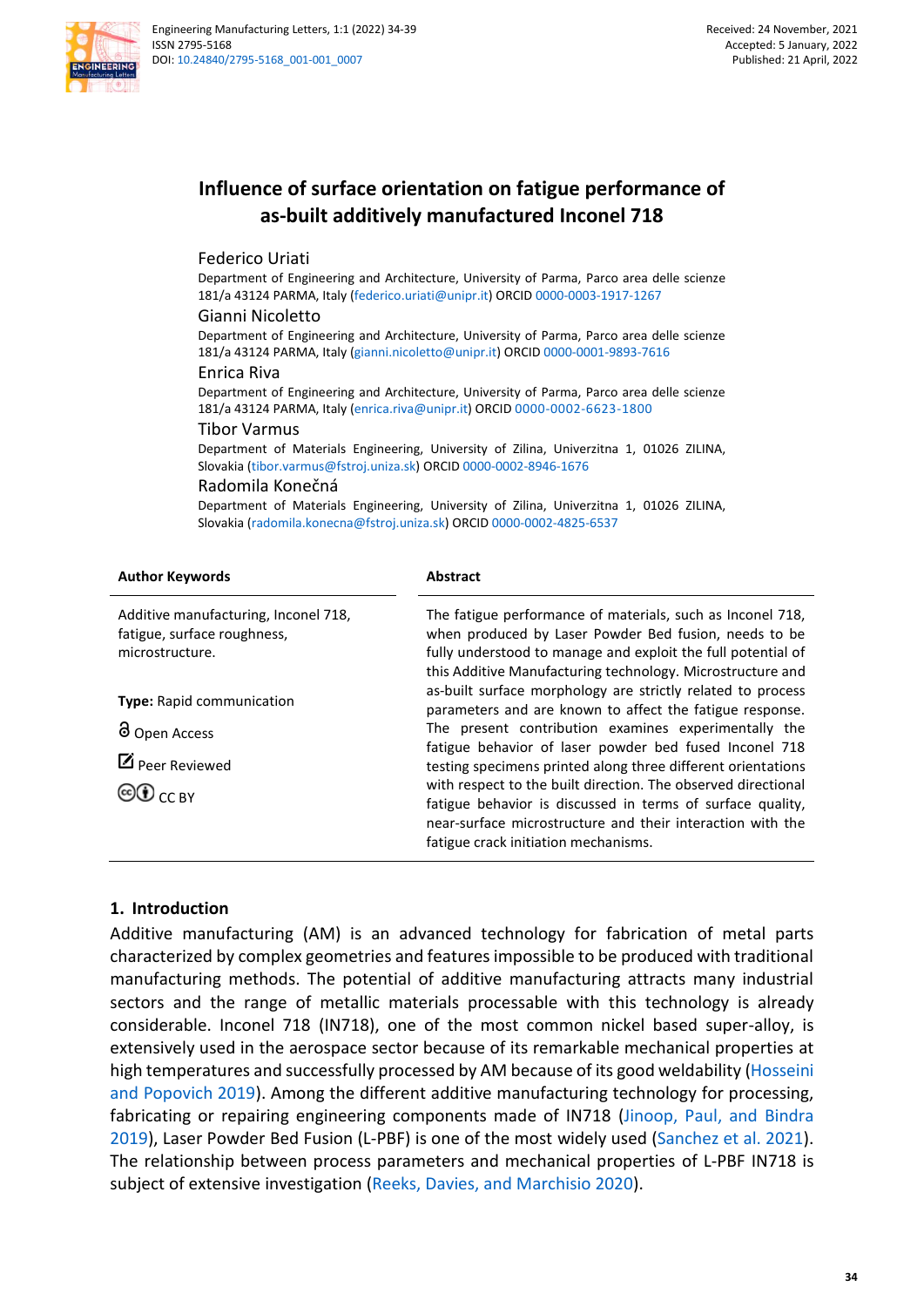Engineering Manufacturing Letters, 1:1 (2022) 34-39
ISSN 2795-5168
DOI: 10.24840/2795-5168_001-001_0007

Received: 24 November, 2021
Accepted: 5 January, 2022
Published: 21 April, 2022

# Influence of surface orientation on fatigue performance of as-built additively manufactured Inconel 718

**Federico Uriati**
Department of Engineering and Architecture, University of Parma, Parco area delle scienze 181/a 43124 PARMA, Italy (federico.uriati@unipr.it) ORCID 0000-0003-1917-1267

**Gianni Nicoletto**
Department of Engineering and Architecture, University of Parma, Parco area delle scienze 181/a 43124 PARMA, Italy (gianni.nicoletto@unipr.it) ORCID 0000-0001-9893-7616

**Enrica Riva**
Department of Engineering and Architecture, University of Parma, Parco area delle scienze 181/a 43124 PARMA, Italy (enrica.riva@unipr.it) ORCID 0000-0002-6623-1800

**Tibor Varmus**
Department of Materials Engineering, University of Zilina, Univerzitna 1, 01026 ZILINA, Slovakia (tibor.varmus@fstroj.uniza.sk) ORCID 0000-0002-8946-1676

**Radomila Konečná**
Department of Materials Engineering, University of Zilina, Univerzitna 1, 01026 ZILINA, Slovakia (radomila.konecna@fstroj.uniza.sk) ORCID 0000-0002-4825-6537

**Author Keywords**

Additive manufacturing, Inconel 718, fatigue, surface roughness, microstructure.

**Type:** Rapid communication

Open Access

Peer Reviewed

CC BY

**Abstract**

The fatigue performance of materials, such as Inconel 718, when produced by Laser Powder Bed fusion, needs to be fully understood to manage and exploit the full potential of this Additive Manufacturing technology. Microstructure and as-built surface morphology are strictly related to process parameters and are known to affect the fatigue response. The present contribution examines experimentally the fatigue behavior of laser powder bed fused Inconel 718 testing specimens printed along three different orientations with respect to the built direction. The observed directional fatigue behavior is discussed in terms of surface quality, near-surface microstructure and their interaction with the fatigue crack initiation mechanisms.

## 1. Introduction

Additive manufacturing (AM) is an advanced technology for fabrication of metal parts characterized by complex geometries and features impossible to be produced with traditional manufacturing methods. The potential of additive manufacturing attracts many industrial sectors and the range of metallic materials processable with this technology is already considerable. Inconel 718 (IN718), one of the most common nickel based super-alloy, is extensively used in the aerospace sector because of its remarkable mechanical properties at high temperatures and successfully processed by AM because of its good weldability (Hosseini and Popovich 2019). Among the different additive manufacturing technology for processing, fabricating or repairing engineering components made of IN718 (Jinoop, Paul, and Bindra 2019), Laser Powder Bed Fusion (L-PBF) is one of the most widely used (Sanchez et al. 2021). The relationship between process parameters and mechanical properties of L-PBF IN718 is subject of extensive investigation (Reeks, Davies, and Marchisio 2020).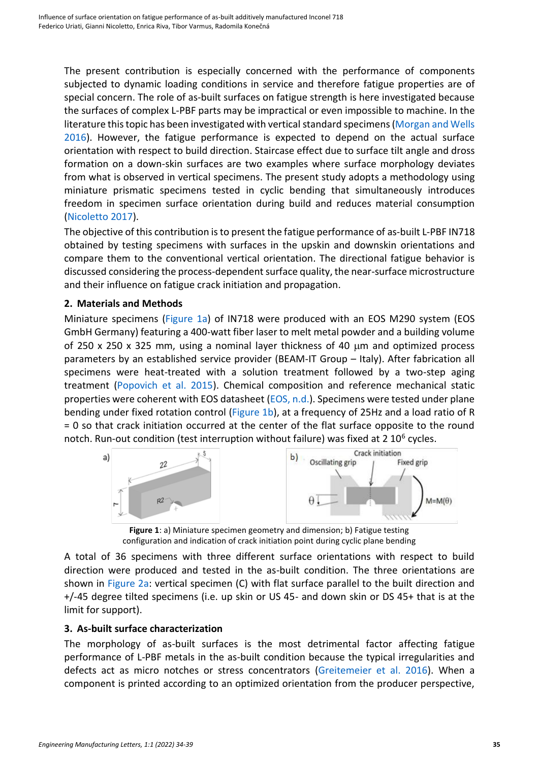The present contribution is especially concerned with the performance of components subjected to dynamic loading conditions in service and therefore fatigue properties are of special concern. The role of as-built surfaces on fatigue strength is here investigated because the surfaces of complex L-PBF parts may be impractical or even impossible to machine. In the literature this topic has been investigated with vertical standard specimens (Morgan and Wells 2016). However, the fatigue performance is expected to depend on the actual surface orientation with respect to build direction. Staircase effect due to surface tilt angle and dross formation on a down-skin surfaces are two examples where surface morphology deviates from what is observed in vertical specimens. The present study adopts a methodology using miniature prismatic specimens tested in cyclic bending that simultaneously introduces freedom in specimen surface orientation during build and reduces material consumption (Nicoletto 2017).

The objective of this contribution is to present the fatigue performance of as-built L-PBF IN718 obtained by testing specimens with surfaces in the upskin and downskin orientations and compare them to the conventional vertical orientation. The directional fatigue behavior is discussed considering the process-dependent surface quality, the near-surface microstructure and their influence on fatigue crack initiation and propagation.

## 2. Materials and Methods

Miniature specimens (Figure 1a) of IN718 were produced with an EOS M290 system (EOS GmbH Germany) featuring a 400-watt fiber laser to melt metal powder and a building volume of 250 x 250 x 325 mm, using a nominal layer thickness of 40 μm and optimized process parameters by an established service provider (BEAM-IT Group – Italy). After fabrication all specimens were heat-treated with a solution treatment followed by a two-step aging treatment (Popovich et al. 2015). Chemical composition and reference mechanical static properties were coherent with EOS datasheet (EOS, n.d.). Specimens were tested under plane bending under fixed rotation control (Figure 1b), at a frequency of 25Hz and a load ratio of R = 0 so that crack initiation occurred at the center of the flat surface opposite to the round notch. Run-out condition (test interruption without failure) was fixed at 2 $10^6$ cycles.

**Figure 1**: a) Miniature specimen geometry and dimension; b) Fatigue testing configuration and indication of crack initiation point during cyclic plane bending

A total of 36 specimens with three different surface orientations with respect to build direction were produced and tested in the as-built condition. The three orientations are shown in Figure 2a: vertical specimen (C) with flat surface parallel to the built direction and +/-45 degree tilted specimens (i.e. up skin or US 45- and down skin or DS 45+ that is at the limit for support).

## 3. As-built surface characterization

The morphology of as-built surfaces is the most detrimental factor affecting fatigue performance of L-PBF metals in the as-built condition because the typical irregularities and defects act as micro notches or stress concentrators (Greitemeier et al. 2016). When a component is printed according to an optimized orientation from the producer perspective,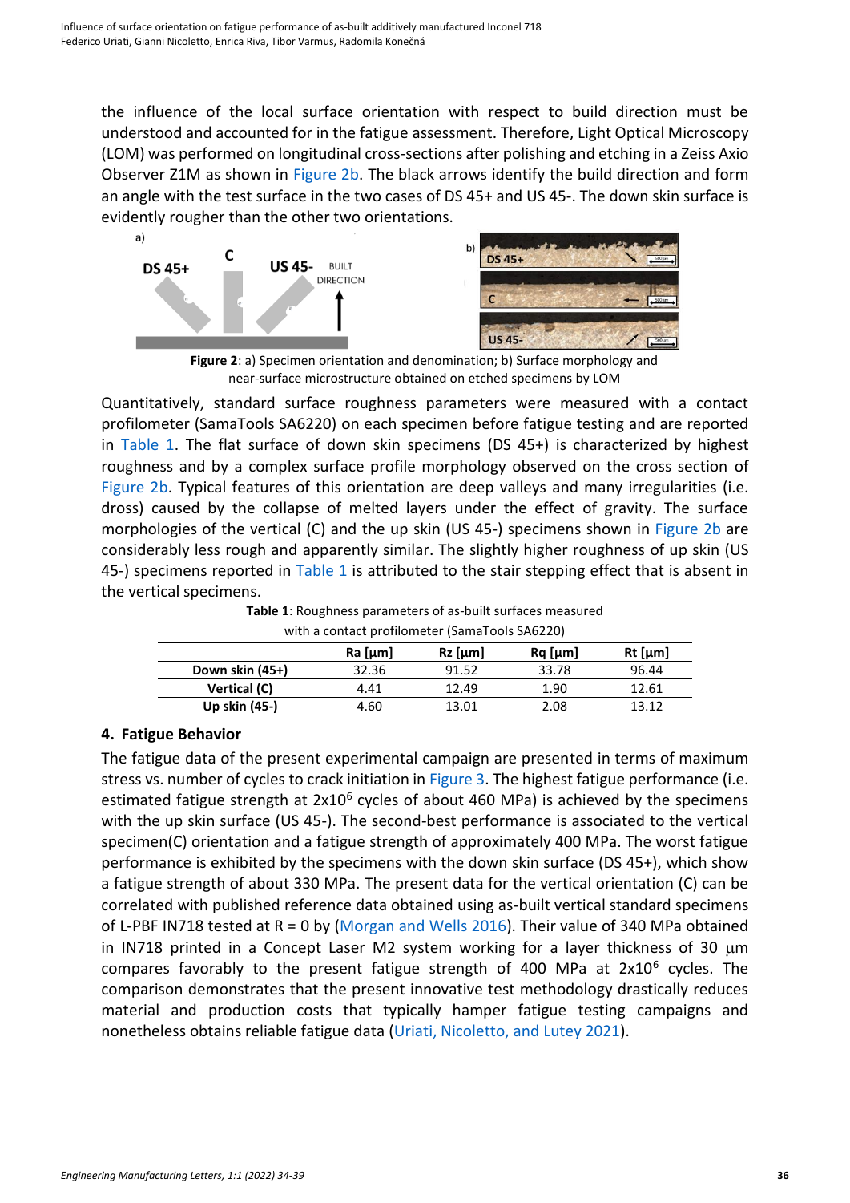the influence of the local surface orientation with respect to build direction must be understood and accounted for in the fatigue assessment. Therefore, Light Optical Microscopy (LOM) was performed on longitudinal cross-sections after polishing and etching in a Zeiss Axio Observer Z1M as shown in Figure 2b. The black arrows identify the build direction and form an angle with the test surface in the two cases of DS 45+ and US 45-. The down skin surface is evidently rougher than the other two orientations.

**Figure 2**: a) Specimen orientation and denomination; b) Surface morphology and near-surface microstructure obtained on etched specimens by LOM

Quantitatively, standard surface roughness parameters were measured with a contact profilometer (SamaTools SA6220) on each specimen before fatigue testing and are reported in Table 1. The flat surface of down skin specimens (DS 45+) is characterized by highest roughness and by a complex surface profile morphology observed on the cross section of Figure 2b. Typical features of this orientation are deep valleys and many irregularities (i.e. dross) caused by the collapse of melted layers under the effect of gravity. The surface morphologies of the vertical (C) and the up skin (US 45-) specimens shown in Figure 2b are considerably less rough and apparently similar. The slightly higher roughness of up skin (US 45-) specimens reported in Table 1 is attributed to the stair stepping effect that is absent in the vertical specimens.

**Table 1**: Roughness parameters of as-built surfaces measured with a contact profilometer (SamaTools SA6220)

| | Ra [μm] | Rz [μm] | Rq [μm] | Rt [μm] |
|---|---|---|---|---|
| **Down skin (45+)** | 32.36 | 91.52 | 33.78 | 96.44 |
| **Vertical (C)** | 4.41 | 12.49 | 1.90 | 12.61 |
| **Up skin (45-)** | 4.60 | 13.01 | 2.08 | 13.12 |

## 4. Fatigue Behavior

The fatigue data of the present experimental campaign are presented in terms of maximum stress vs. number of cycles to crack initiation in Figure 3. The highest fatigue performance (i.e. estimated fatigue strength at $2 \times 10^6$ cycles of about 460 MPa) is achieved by the specimens with the up skin surface (US 45-). The second-best performance is associated to the vertical specimen(C) orientation and a fatigue strength of approximately 400 MPa. The worst fatigue performance is exhibited by the specimens with the down skin surface (DS 45+), which show a fatigue strength of about 330 MPa. The present data for the vertical orientation (C) can be correlated with published reference data obtained using as-built vertical standard specimens of L-PBF IN718 tested at R = 0 by (Morgan and Wells 2016). Their value of 340 MPa obtained in IN718 printed in a Concept Laser M2 system working for a layer thickness of 30 μm compares favorably to the present fatigue strength of 400 MPa at $2 \times 10^6$ cycles. The comparison demonstrates that the present innovative test methodology drastically reduces material and production costs that typically hamper fatigue testing campaigns and nonetheless obtains reliable fatigue data (Uriati, Nicoletto, and Lutey 2021).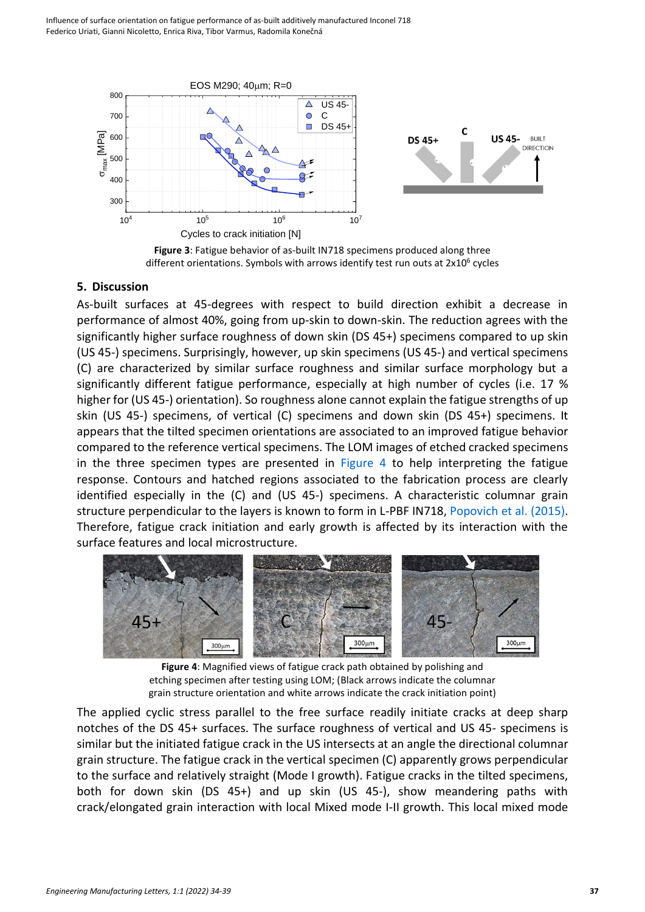**Figure 3**: Fatigue behavior of as-built IN718 specimens produced along three different orientations. Symbols with arrows identify test run outs at 2x10[6] cycles

## 5. Discussion

As-built surfaces at 45-degrees with respect to build direction exhibit a decrease in performance of almost 40%, going from up-skin to down-skin. The reduction agrees with the significantly higher surface roughness of down skin (DS 45+) specimens compared to up skin (US 45-) specimens. Surprisingly, however, up skin specimens (US 45-) and vertical specimens (C) are characterized by similar surface roughness and similar surface morphology but a significantly different fatigue performance, especially at high number of cycles (i.e. 17 % higher for (US 45-) orientation). So roughness alone cannot explain the fatigue strengths of up skin (US 45-) specimens, of vertical (C) specimens and down skin (DS 45+) specimens. It appears that the tilted specimen orientations are associated to an improved fatigue behavior compared to the reference vertical specimens. The LOM images of etched cracked specimens in the three specimen types are presented in Figure 4 to help interpreting the fatigue response. Contours and hatched regions associated to the fabrication process are clearly identified especially in the (C) and (US 45-) specimens. A characteristic columnar grain structure perpendicular to the layers is known to form in L-PBF IN718, Popovich et al. (2015). Therefore, fatigue crack initiation and early growth is affected by its interaction with the surface features and local microstructure.

**Figure 4**: Magnified views of fatigue crack path obtained by polishing and etching specimen after testing using LOM; (Black arrows indicate the columnar grain structure orientation and white arrows indicate the crack initiation point)

The applied cyclic stress parallel to the free surface readily initiate cracks at deep sharp notches of the DS 45+ surfaces. The surface roughness of vertical and US 45- specimens is similar but the initiated fatigue crack in the US intersects at an angle the directional columnar grain structure. The fatigue crack in the vertical specimen (C) apparently grows perpendicular to the surface and relatively straight (Mode I growth). Fatigue cracks in the tilted specimens, both for down skin (DS 45+) and up skin (US 45-), show meandering paths with crack/elongated grain interaction with local Mixed mode I-II growth. This local mixed mode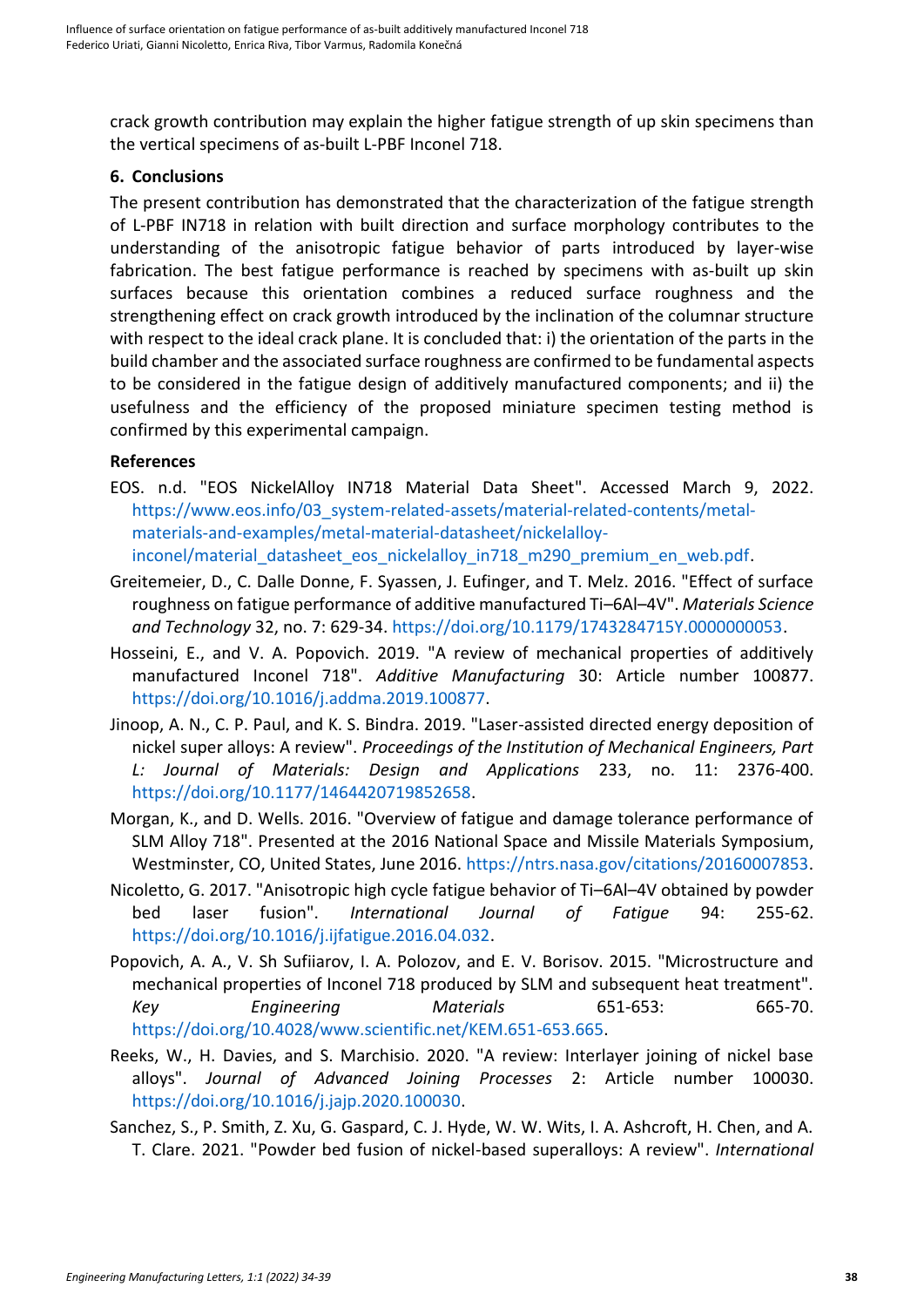crack growth contribution may explain the higher fatigue strength of up skin specimens than the vertical specimens of as-built L-PBF Inconel 718.

## 6. Conclusions

The present contribution has demonstrated that the characterization of the fatigue strength of L-PBF IN718 in relation with built direction and surface morphology contributes to the understanding of the anisotropic fatigue behavior of parts introduced by layer-wise fabrication. The best fatigue performance is reached by specimens with as-built up skin surfaces because this orientation combines a reduced surface roughness and the strengthening effect on crack growth introduced by the inclination of the columnar structure with respect to the ideal crack plane. It is concluded that: i) the orientation of the parts in the build chamber and the associated surface roughness are confirmed to be fundamental aspects to be considered in the fatigue design of additively manufactured components; and ii) the usefulness and the efficiency of the proposed miniature specimen testing method is confirmed by this experimental campaign.

## References

EOS. n.d. "EOS NickelAlloy IN718 Material Data Sheet". Accessed March 9, 2022. https://www.eos.info/03_system-related-assets/material-related-contents/metal-materials-and-examples/metal-material-datasheet/nickelalloy-inconel/material_datasheet_eos_nickelalloy_in718_m290_premium_en_web.pdf.

Greitemeier, D., C. Dalle Donne, F. Syassen, J. Eufinger, and T. Melz. 2016. "Effect of surface roughness on fatigue performance of additive manufactured Ti–6Al–4V". *Materials Science and Technology* 32, no. 7: 629-34. https://doi.org/10.1179/1743284715Y.0000000053.

Hosseini, E., and V. A. Popovich. 2019. "A review of mechanical properties of additively manufactured Inconel 718". *Additive Manufacturing* 30: Article number 100877. https://doi.org/10.1016/j.addma.2019.100877.

Jinoop, A. N., C. P. Paul, and K. S. Bindra. 2019. "Laser-assisted directed energy deposition of nickel super alloys: A review". *Proceedings of the Institution of Mechanical Engineers, Part L: Journal of Materials: Design and Applications* 233, no. 11: 2376-400. https://doi.org/10.1177/1464420719852658.

Morgan, K., and D. Wells. 2016. "Overview of fatigue and damage tolerance performance of SLM Alloy 718". Presented at the 2016 National Space and Missile Materials Symposium, Westminster, CO, United States, June 2016. https://ntrs.nasa.gov/citations/20160007853.

Nicoletto, G. 2017. "Anisotropic high cycle fatigue behavior of Ti–6Al–4V obtained by powder bed laser fusion". *International Journal of Fatigue* 94: 255-62. https://doi.org/10.1016/j.ijfatigue.2016.04.032.

Popovich, A. A., V. Sh Sufiiarov, I. A. Polozov, and E. V. Borisov. 2015. "Microstructure and mechanical properties of Inconel 718 produced by SLM and subsequent heat treatment". *Key Engineering Materials* 651-653: 665-70. https://doi.org/10.4028/www.scientific.net/KEM.651-653.665.

Reeks, W., H. Davies, and S. Marchisio. 2020. "A review: Interlayer joining of nickel base alloys". *Journal of Advanced Joining Processes* 2: Article number 100030. https://doi.org/10.1016/j.jajp.2020.100030.

Sanchez, S., P. Smith, Z. Xu, G. Gaspard, C. J. Hyde, W. W. Wits, I. A. Ashcroft, H. Chen, and A. T. Clare. 2021. "Powder bed fusion of nickel-based superalloys: A review". *International*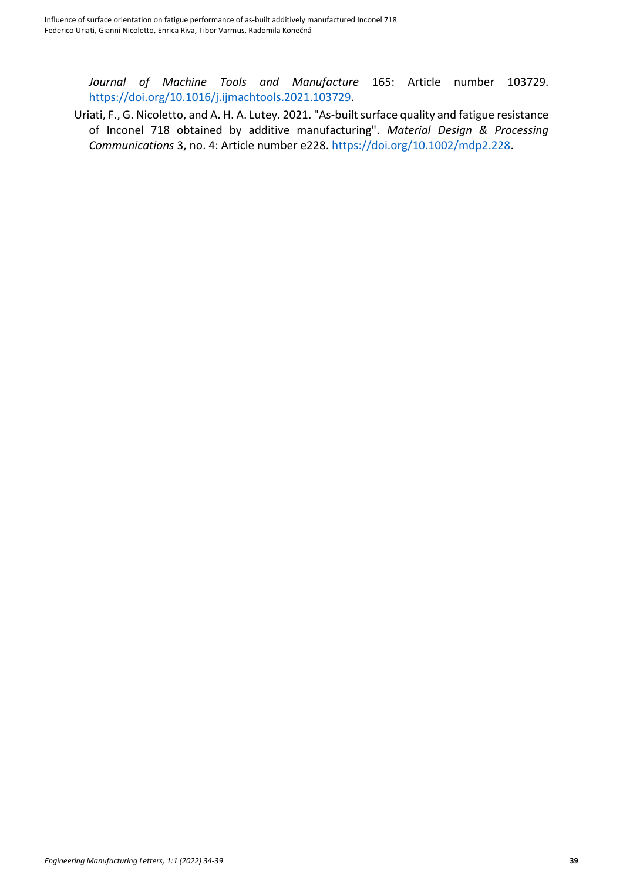*Journal of Machine Tools and Manufacture* 165: Article number 103729. https://doi.org/10.1016/j.ijmachtools.2021.103729.

Uriati, F., G. Nicoletto, and A. H. A. Lutey. 2021. "As-built surface quality and fatigue resistance of Inconel 718 obtained by additive manufacturing". *Material Design & Processing Communications* 3, no. 4: Article number e228. https://doi.org/10.1002/mdp2.228.